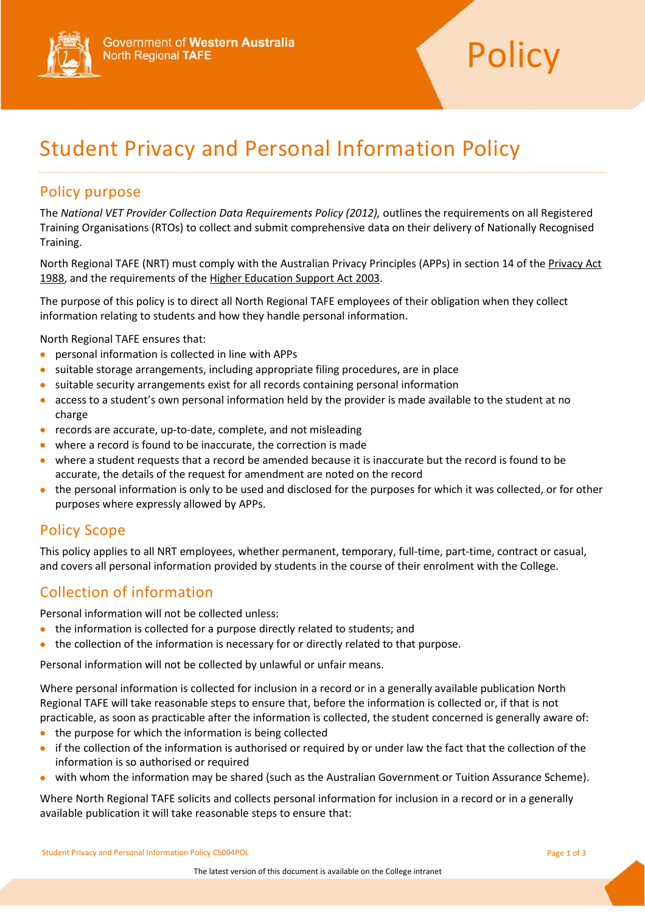Government of Western Australia
North Regional TAFE

Policy

# Student Privacy and Personal Information Policy

## Policy purpose

The *National VET Provider Collection Data Requirements Policy (2012),* outlines the requirements on all Registered Training Organisations (RTOs) to collect and submit comprehensive data on their delivery of Nationally Recognised Training.

North Regional TAFE (NRT) must comply with the Australian Privacy Principles (APPs) in section 14 of the Privacy Act 1988, and the requirements of the Higher Education Support Act 2003.

The purpose of this policy is to direct all North Regional TAFE employees of their obligation when they collect information relating to students and how they handle personal information.

North Regional TAFE ensures that:

- personal information is collected in line with APPs
- suitable storage arrangements, including appropriate filing procedures, are in place
- suitable security arrangements exist for all records containing personal information
- access to a student's own personal information held by the provider is made available to the student at no charge
- records are accurate, up-to-date, complete, and not misleading
- where a record is found to be inaccurate, the correction is made
- where a student requests that a record be amended because it is inaccurate but the record is found to be accurate, the details of the request for amendment are noted on the record
- the personal information is only to be used and disclosed for the purposes for which it was collected, or for other purposes where expressly allowed by APPs.

## Policy Scope

This policy applies to all NRT employees, whether permanent, temporary, full-time, part-time, contract or casual, and covers all personal information provided by students in the course of their enrolment with the College.

## Collection of information

Personal information will not be collected unless:

- the information is collected for a purpose directly related to students; and
- the collection of the information is necessary for or directly related to that purpose.

Personal information will not be collected by unlawful or unfair means.

Where personal information is collected for inclusion in a record or in a generally available publication North Regional TAFE will take reasonable steps to ensure that, before the information is collected or, if that is not practicable, as soon as practicable after the information is collected, the student concerned is generally aware of:

- the purpose for which the information is being collected
- if the collection of the information is authorised or required by or under law the fact that the collection of the information is so authorised or required
- with whom the information may be shared (such as the Australian Government or Tuition Assurance Scheme).

Where North Regional TAFE solicits and collects personal information for inclusion in a record or in a generally available publication it will take reasonable steps to ensure that: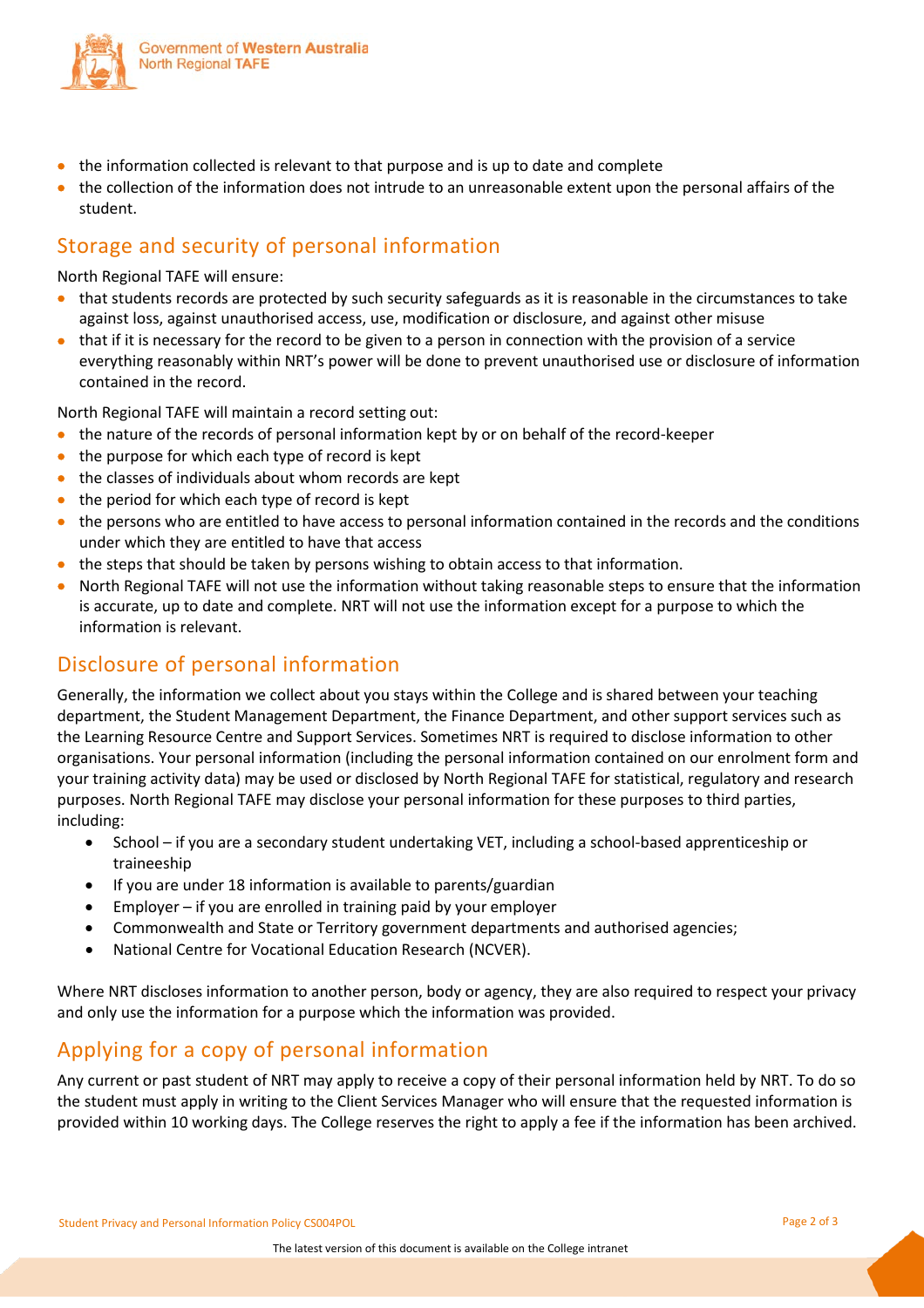- the information collected is relevant to that purpose and is up to date and complete
- the collection of the information does not intrude to an unreasonable extent upon the personal affairs of the student.

## Storage and security of personal information

North Regional TAFE will ensure:

- that students records are protected by such security safeguards as it is reasonable in the circumstances to take against loss, against unauthorised access, use, modification or disclosure, and against other misuse
- that if it is necessary for the record to be given to a person in connection with the provision of a service everything reasonably within NRT's power will be done to prevent unauthorised use or disclosure of information contained in the record.

North Regional TAFE will maintain a record setting out:

- the nature of the records of personal information kept by or on behalf of the record-keeper
- the purpose for which each type of record is kept
- the classes of individuals about whom records are kept
- the period for which each type of record is kept
- the persons who are entitled to have access to personal information contained in the records and the conditions under which they are entitled to have that access
- the steps that should be taken by persons wishing to obtain access to that information.
- North Regional TAFE will not use the information without taking reasonable steps to ensure that the information is accurate, up to date and complete. NRT will not use the information except for a purpose to which the information is relevant.

## Disclosure of personal information

Generally, the information we collect about you stays within the College and is shared between your teaching department, the Student Management Department, the Finance Department, and other support services such as the Learning Resource Centre and Support Services. Sometimes NRT is required to disclose information to other organisations. Your personal information (including the personal information contained on our enrolment form and your training activity data) may be used or disclosed by North Regional TAFE for statistical, regulatory and research purposes. North Regional TAFE may disclose your personal information for these purposes to third parties, including:

- School – if you are a secondary student undertaking VET, including a school-based apprenticeship or traineeship
- If you are under 18 information is available to parents/guardian
- Employer – if you are enrolled in training paid by your employer
- Commonwealth and State or Territory government departments and authorised agencies;
- National Centre for Vocational Education Research (NCVER).

Where NRT discloses information to another person, body or agency, they are also required to respect your privacy and only use the information for a purpose which the information was provided.

## Applying for a copy of personal information

Any current or past student of NRT may apply to receive a copy of their personal information held by NRT. To do so the student must apply in writing to the Client Services Manager who will ensure that the requested information is provided within 10 working days. The College reserves the right to apply a fee if the information has been archived.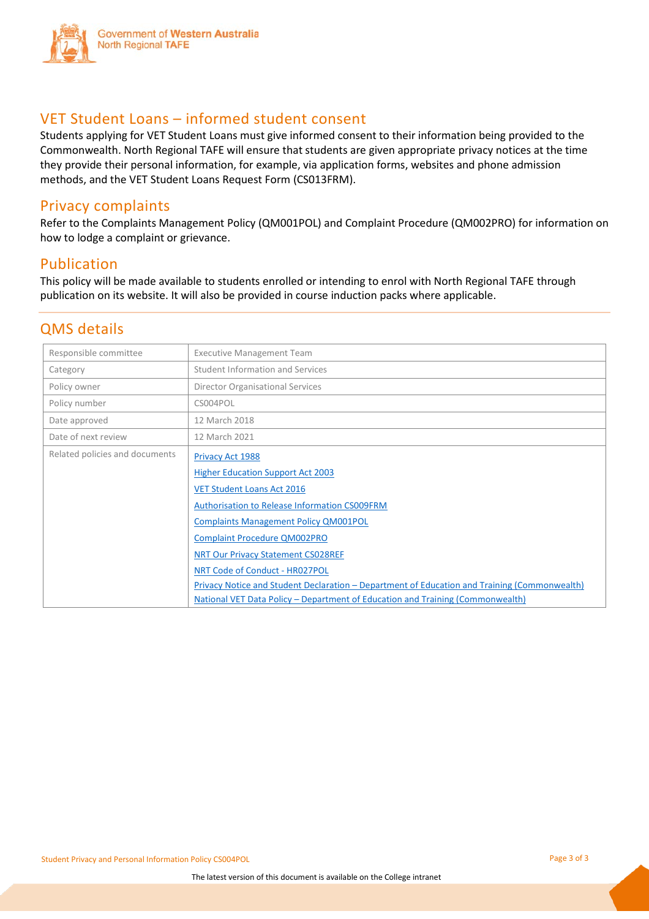## VET Student Loans – informed student consent

Students applying for VET Student Loans must give informed consent to their information being provided to the Commonwealth. North Regional TAFE will ensure that students are given appropriate privacy notices at the time they provide their personal information, for example, via application forms, websites and phone admission methods, and the VET Student Loans Request Form (CS013FRM).

## Privacy complaints

Refer to the Complaints Management Policy (QM001POL) and Complaint Procedure (QM002PRO) for information on how to lodge a complaint or grievance.

## Publication

This policy will be made available to students enrolled or intending to enrol with North Regional TAFE through publication on its website. It will also be provided in course induction packs where applicable.

## QMS details

| | |
|---|---|
| Responsible committee | Executive Management Team |
| Category | Student Information and Services |
| Policy owner | Director Organisational Services |
| Policy number | CS004POL |
| Date approved | 12 March 2018 |
| Date of next review | 12 March 2021 |
| Related policies and documents | Privacy Act 1988<br>Higher Education Support Act 2003<br>VET Student Loans Act 2016<br>Authorisation to Release Information CS009FRM<br>Complaints Management Policy QM001POL<br>Complaint Procedure QM002PRO<br>NRT Our Privacy Statement CS028REF<br>NRT Code of Conduct - HR027POL<br>Privacy Notice and Student Declaration – Department of Education and Training (Commonwealth)<br>National VET Data Policy – Department of Education and Training (Commonwealth) |